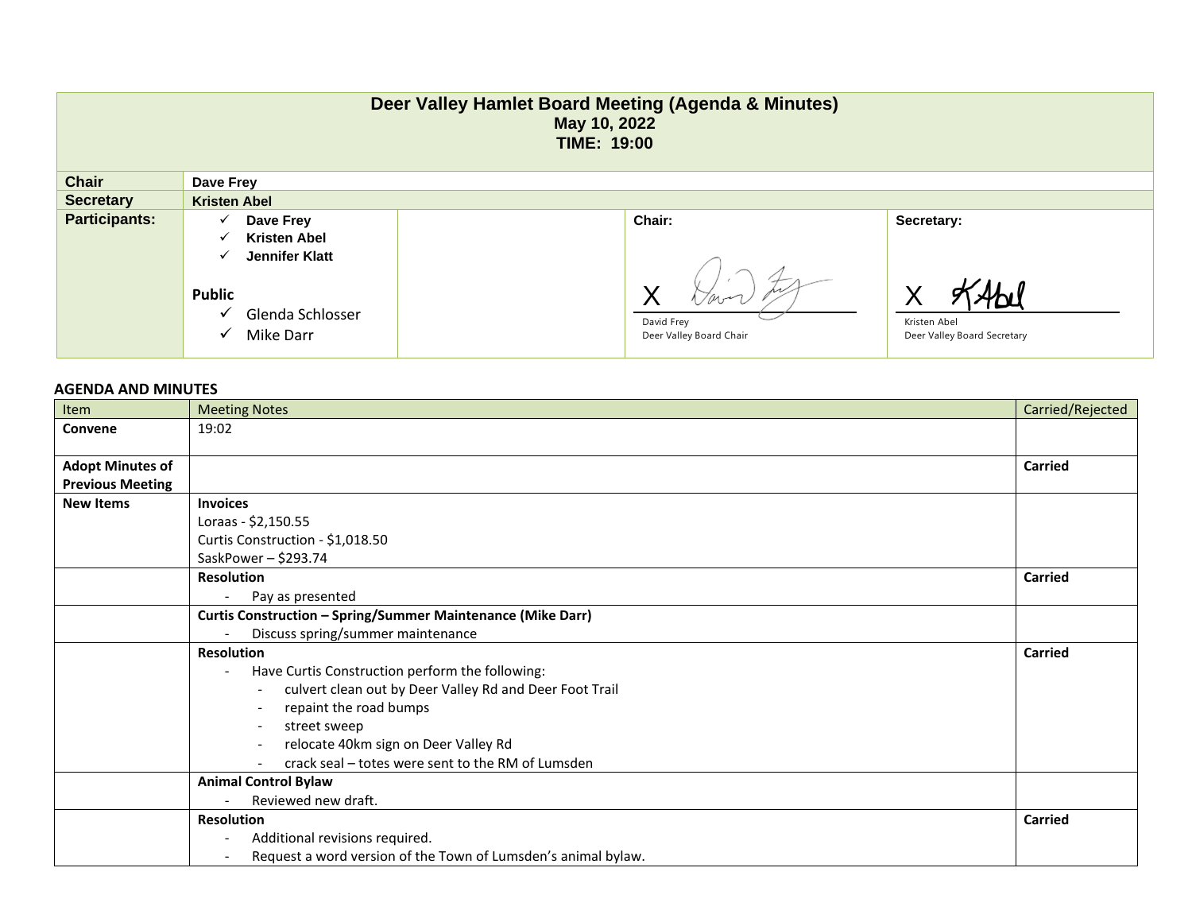# Deer Valley Hamlet Board Meeting (Agenda & Minutes)

**May 10, 2022**

**TIME: 19:00**

| | |
|---|---|
| **Chair** | **Dave Frey** |
| **Secretary** | **Kristen Abel** |
| **Participants:** | ✓ **Dave Frey**<br>✓ **Kristen Abel**<br>✓ **Jennifer Klatt**<br><br>**Public**<br>✓ Glenda Schlosser<br>✓ Mike Darr |

**Chair:**

X [signature]
David Frey
Deer Valley Board Chair

**Secretary:**

X [signature]
Kristen Abel
Deer Valley Board Secretary

## AGENDA AND MINUTES

| Item | Meeting Notes | Carried/Rejected |
|---|---|---|
| **Convene** | 19:02 | |
| **Adopt Minutes of Previous Meeting** | | **Carried** |
| **New Items** | **Invoices**<br>Loraas - $2,150.55<br>Curtis Construction - $1,018.50<br>SaskPower – $293.74 | |
| | **Resolution**<br>- Pay as presented | **Carried** |
| | **Curtis Construction – Spring/Summer Maintenance (Mike Darr)**<br>- Discuss spring/summer maintenance | |
| | **Resolution**<br>- Have Curtis Construction perform the following:<br>&nbsp;&nbsp;- culvert clean out by Deer Valley Rd and Deer Foot Trail<br>&nbsp;&nbsp;- repaint the road bumps<br>&nbsp;&nbsp;- street sweep<br>&nbsp;&nbsp;- relocate 40km sign on Deer Valley Rd<br>&nbsp;&nbsp;- crack seal – totes were sent to the RM of Lumsden | **Carried** |
| | **Animal Control Bylaw**<br>- Reviewed new draft. | |
| | **Resolution**<br>- Additional revisions required.<br>- Request a word version of the Town of Lumsden's animal bylaw. | **Carried** |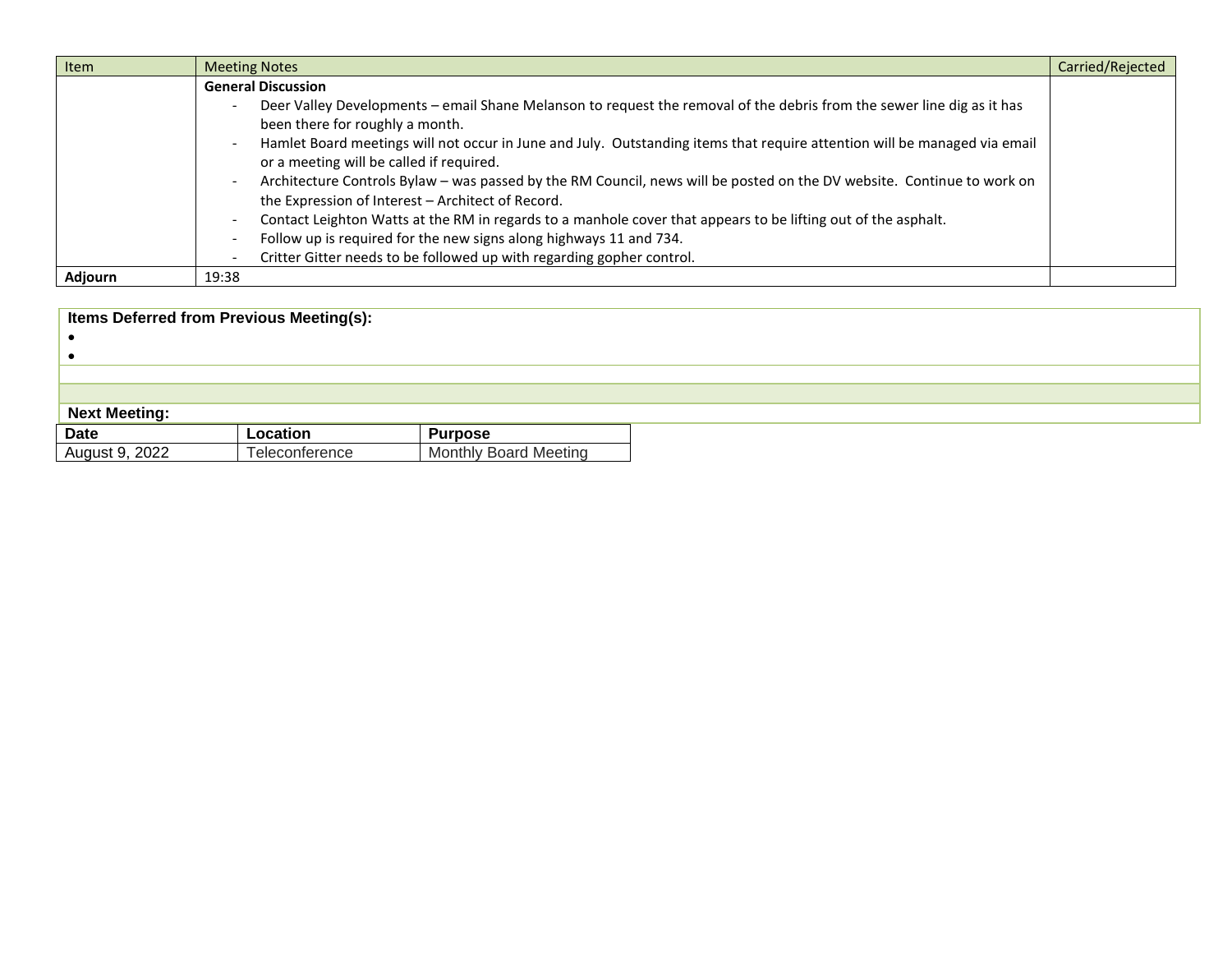| Item | Meeting Notes | Carried/Rejected |
|---|---|---|
| | **General Discussion**<br>- Deer Valley Developments – email Shane Melanson to request the removal of the debris from the sewer line dig as it has been there for roughly a month.<br>- Hamlet Board meetings will not occur in June and July. Outstanding items that require attention will be managed via email or a meeting will be called if required.<br>- Architecture Controls Bylaw – was passed by the RM Council, news will be posted on the DV website. Continue to work on the Expression of Interest – Architect of Record.<br>- Contact Leighton Watts at the RM in regards to a manhole cover that appears to be lifting out of the asphalt.<br>- Follow up is required for the new signs along highways 11 and 734.<br>- Critter Gitter needs to be followed up with regarding gopher control. | |
| **Adjourn** | 19:38 | |

**Items Deferred from Previous Meeting(s):**

- 
- 

**Next Meeting:**

| Date | Location | Purpose |
|---|---|---|
| August 9, 2022 | Teleconference | Monthly Board Meeting |